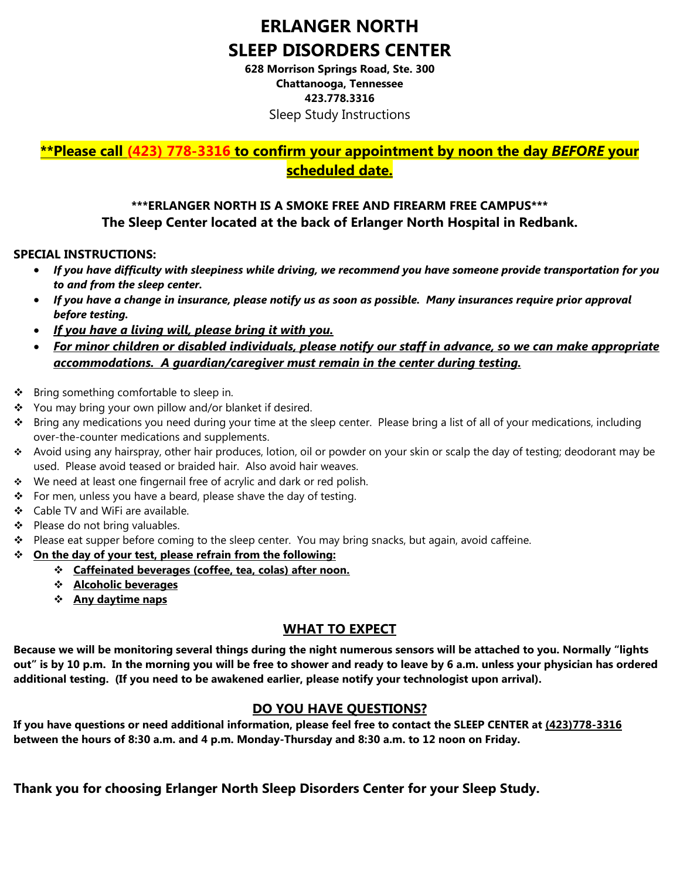# ERLANGER NORTH
# SLEEP DISORDERS CENTER

**628 Morrison Springs Road, Ste. 300**
**Chattanooga, Tennessee**
**423.778.3316**

Sleep Study Instructions

**\*\*Please call (423) 778-3316 to confirm your appointment by noon the day *BEFORE* your scheduled date.**

**\*\*\*ERLANGER NORTH IS A SMOKE FREE AND FIREARM FREE CAMPUS\*\*\***

**The Sleep Center located at the back of Erlanger North Hospital in Redbank.**

**SPECIAL INSTRUCTIONS:**

- ***If you have difficulty with sleepiness while driving, we recommend you have someone provide transportation for you to and from the sleep center.***
- ***If you have a change in insurance, please notify us as soon as possible. Many insurances require prior approval before testing.***
- ***If you have a living will, please bring it with you.***
- ***For minor children or disabled individuals, please notify our staff in advance, so we can make appropriate accommodations. A guardian/caregiver must remain in the center during testing.***

- Bring something comfortable to sleep in.
- You may bring your own pillow and/or blanket if desired.
- Bring any medications you need during your time at the sleep center. Please bring a list of all of your medications, including over-the-counter medications and supplements.
- Avoid using any hairspray, other hair produces, lotion, oil or powder on your skin or scalp the day of testing; deodorant may be used. Please avoid teased or braided hair. Also avoid hair weaves.
- We need at least one fingernail free of acrylic and dark or red polish.
- For men, unless you have a beard, please shave the day of testing.
- Cable TV and WiFi are available.
- Please do not bring valuables.
- Please eat supper before coming to the sleep center. You may bring snacks, but again, avoid caffeine.
- **On the day of your test, please refrain from the following:**
  - **Caffeinated beverages (coffee, tea, colas) after noon.**
  - **Alcoholic beverages**
  - **Any daytime naps**

## WHAT TO EXPECT

**Because we will be monitoring several things during the night numerous sensors will be attached to you. Normally "lights out" is by 10 p.m. In the morning you will be free to shower and ready to leave by 6 a.m. unless your physician has ordered additional testing. (If you need to be awakened earlier, please notify your technologist upon arrival).**

## DO YOU HAVE QUESTIONS?

**If you have questions or need additional information, please feel free to contact the SLEEP CENTER at (423)778-3316 between the hours of 8:30 a.m. and 4 p.m. Monday-Thursday and 8:30 a.m. to 12 noon on Friday.**

**Thank you for choosing Erlanger North Sleep Disorders Center for your Sleep Study.**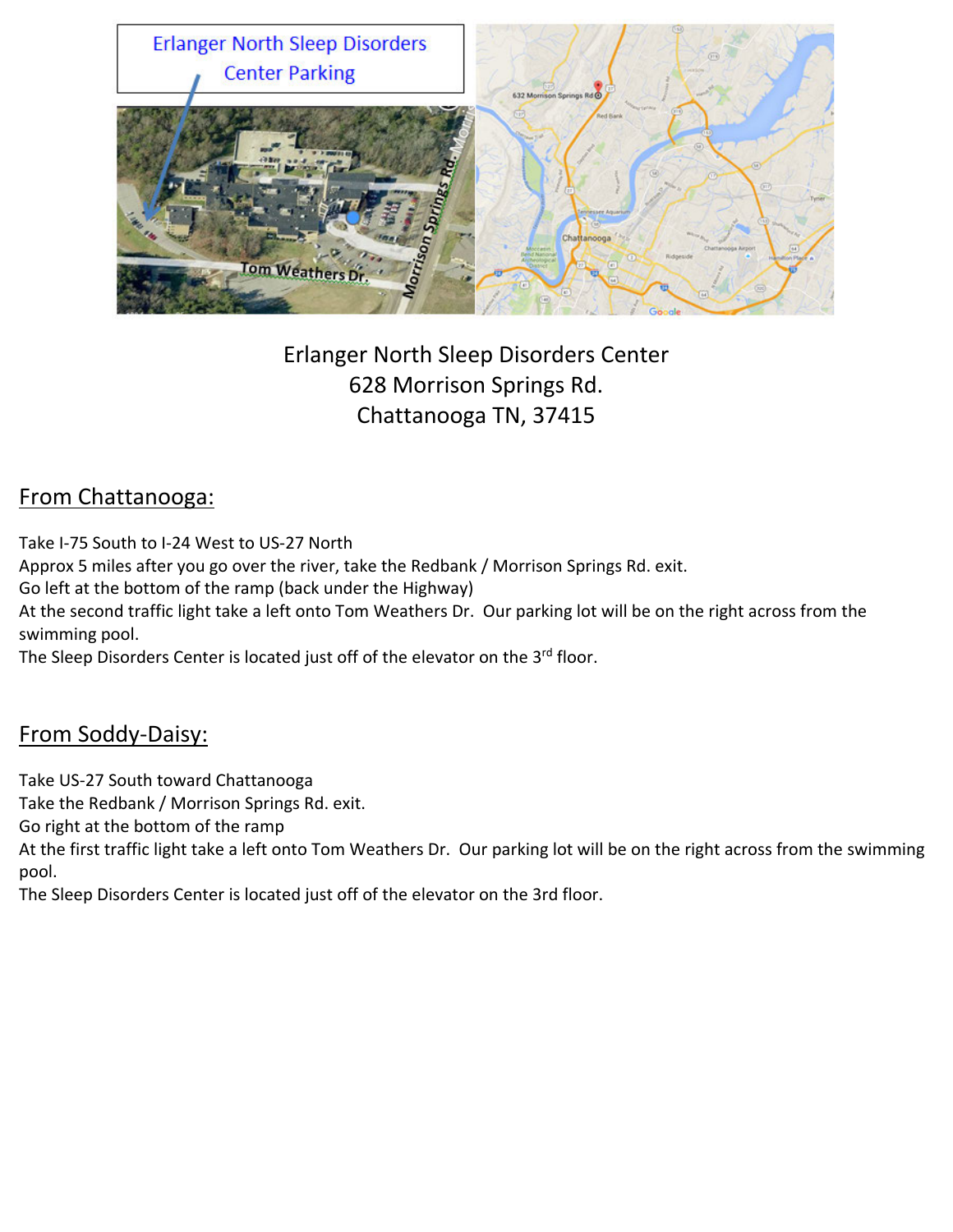Erlanger North Sleep Disorders Center Parking

Erlanger North Sleep Disorders Center
628 Morrison Springs Rd.
Chattanooga TN, 37415

## From Chattanooga:

Take I-75 South to I-24 West to US-27 North
Approx 5 miles after you go over the river, take the Redbank / Morrison Springs Rd. exit.
Go left at the bottom of the ramp (back under the Highway)
At the second traffic light take a left onto Tom Weathers Dr. Our parking lot will be on the right across from the swimming pool.
The Sleep Disorders Center is located just off of the elevator on the 3rd floor.

## From Soddy-Daisy:

Take US-27 South toward Chattanooga
Take the Redbank / Morrison Springs Rd. exit.
Go right at the bottom of the ramp
At the first traffic light take a left onto Tom Weathers Dr. Our parking lot will be on the right across from the swimming pool.
The Sleep Disorders Center is located just off of the elevator on the 3rd floor.